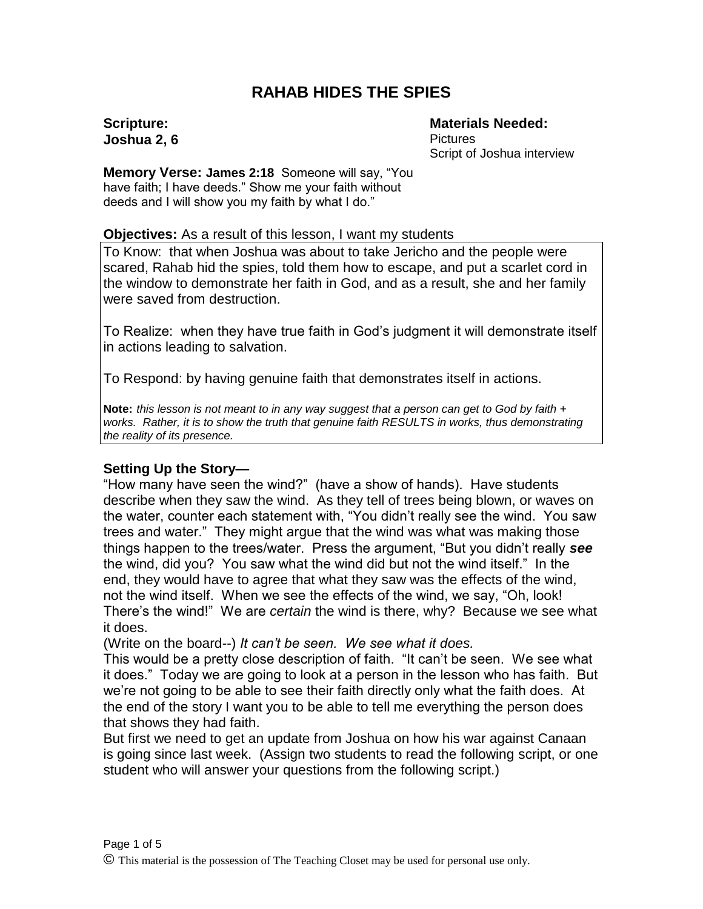# RAHAB HIDES THE SPIES

**Scripture:**
**Joshua 2, 6**

**Materials Needed:**
Pictures
Script of Joshua interview

**Memory Verse: James 2:18** Someone will say, "You have faith; I have deeds." Show me your faith without deeds and I will show you my faith by what I do."

**Objectives:** As a result of this lesson, I want my students

To Know: that when Joshua was about to take Jericho and the people were scared, Rahab hid the spies, told them how to escape, and put a scarlet cord in the window to demonstrate her faith in God, and as a result, she and her family were saved from destruction.

To Realize: when they have true faith in God's judgment it will demonstrate itself in actions leading to salvation.

To Respond: by having genuine faith that demonstrates itself in actions.

**Note:** *this lesson is not meant to in any way suggest that a person can get to God by faith + works. Rather, it is to show the truth that genuine faith RESULTS in works, thus demonstrating the reality of its presence.*

## Setting Up the Story—

"How many have seen the wind?" (have a show of hands). Have students describe when they saw the wind. As they tell of trees being blown, or waves on the water, counter each statement with, "You didn't really see the wind. You saw trees and water." They might argue that the wind was what was making those things happen to the trees/water. Press the argument, "But you didn't really ***see*** the wind, did you? You saw what the wind did but not the wind itself." In the end, they would have to agree that what they saw was the effects of the wind, not the wind itself. When we see the effects of the wind, we say, "Oh, look! There's the wind!" We are *certain* the wind is there, why? Because we see what it does.

(Write on the board--) *It can't be seen. We see what it does.*

This would be a pretty close description of faith. "It can't be seen. We see what it does." Today we are going to look at a person in the lesson who has faith. But we're not going to be able to see their faith directly only what the faith does. At the end of the story I want you to be able to tell me everything the person does that shows they had faith.

But first we need to get an update from Joshua on how his war against Canaan is going since last week. (Assign two students to read the following script, or one student who will answer your questions from the following script.)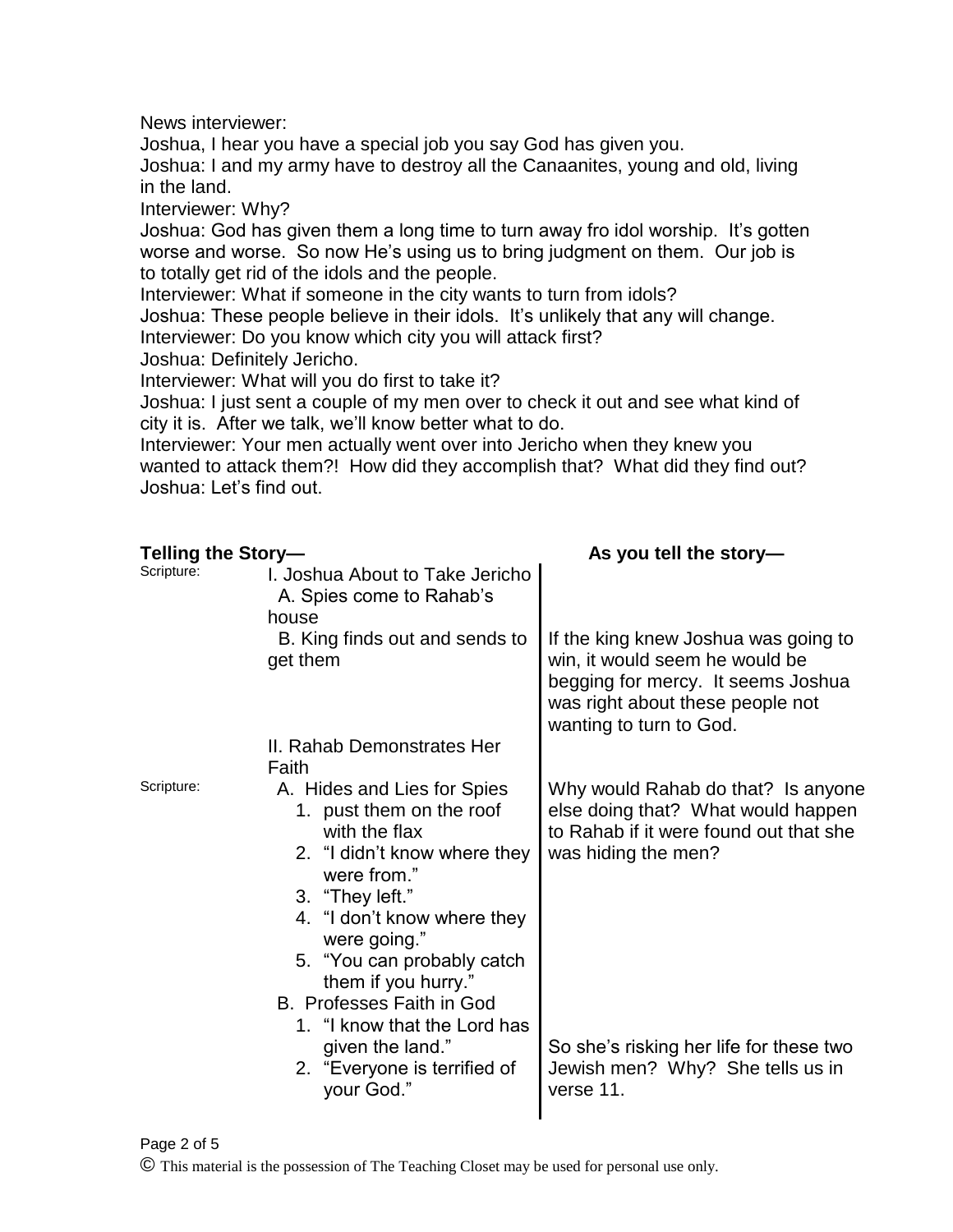News interviewer:
Joshua, I hear you have a special job you say God has given you.
Joshua: I and my army have to destroy all the Canaanites, young and old, living in the land.
Interviewer: Why?
Joshua: God has given them a long time to turn away fro idol worship. It's gotten worse and worse. So now He's using us to bring judgment on them. Our job is to totally get rid of the idols and the people.
Interviewer: What if someone in the city wants to turn from idols?
Joshua: These people believe in their idols. It's unlikely that any will change.
Interviewer: Do you know which city you will attack first?
Joshua: Definitely Jericho.
Interviewer: What will you do first to take it?
Joshua: I just sent a couple of my men over to check it out and see what kind of city it is. After we talk, we'll know better what to do.
Interviewer: Your men actually went over into Jericho when they knew you wanted to attack them?! How did they accomplish that? What did they find out?
Joshua: Let's find out.

| **Telling the Story—** | | **As you tell the story—** |
|---|---|---|
| Scripture: | I. Joshua About to Take Jericho<br>A. Spies come to Rahab's house | |
| | B. King finds out and sends to get them | If the king knew Joshua was going to win, it would seem he would be begging for mercy. It seems Joshua was right about these people not wanting to turn to God. |
| | II. Rahab Demonstrates Her Faith | |
| Scripture: | A. Hides and Lies for Spies<br>1. pust them on the roof with the flax<br>2. "I didn't know where they were from."<br>3. "They left."<br>4. "I don't know where they were going."<br>5. "You can probably catch them if you hurry." | Why would Rahab do that? Is anyone else doing that? What would happen to Rahab if it were found out that she was hiding the men? |
| | B. Professes Faith in God<br>1. "I know that the Lord has given the land."<br>2. "Everyone is terrified of your God." | So she's risking her life for these two Jewish men? Why? She tells us in verse 11. |

© This material is the possession of The Teaching Closet may be used for personal use only.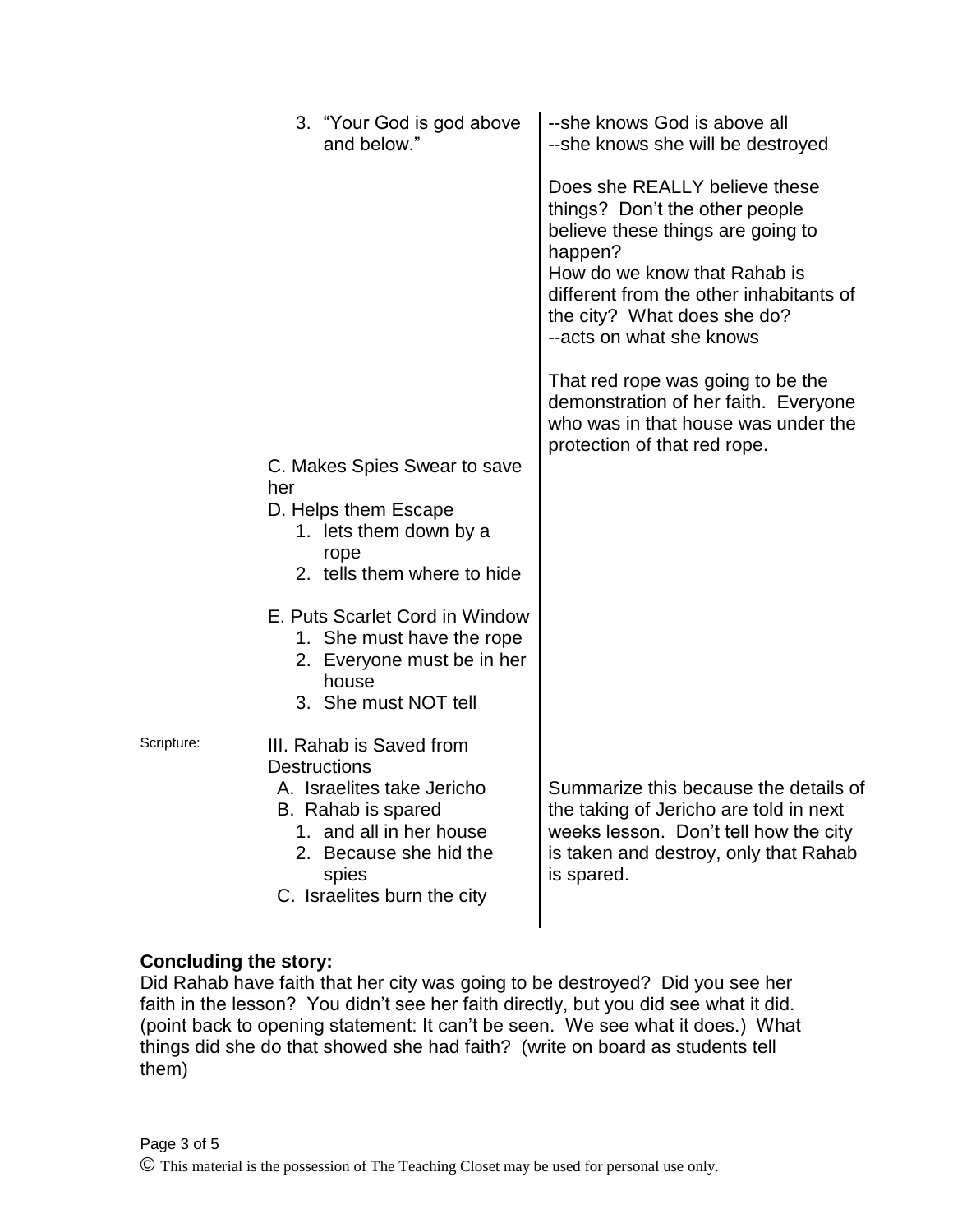| | Outline | Notes |
|---|---|---|
| | 3. "Your God is god above and below." | --she knows God is above all<br>--she knows she will be destroyed<br><br>Does she REALLY believe these things? Don't the other people believe these things are going to happen?<br>How do we know that Rahab is different from the other inhabitants of the city? What does she do?<br>--acts on what she knows<br><br>That red rope was going to be the demonstration of her faith. Everyone who was in that house was under the protection of that red rope. |
| | C. Makes Spies Swear to save her<br>D. Helps them Escape<br>1. lets them down by a rope<br>2. tells them where to hide<br><br>E. Puts Scarlet Cord in Window<br>1. She must have the rope<br>2. Everyone must be in her house<br>3. She must NOT tell | |
| Scripture: | III. Rahab is Saved from Destructions<br>A. Israelites take Jericho<br>B. Rahab is spared<br>1. and all in her house<br>2. Because she hid the spies<br>C. Israelites burn the city | Summarize this because the details of the taking of Jericho are told in next weeks lesson. Don't tell how the city is taken and destroy, only that Rahab is spared. |

**Concluding the story:**
Did Rahab have faith that her city was going to be destroyed? Did you see her faith in the lesson? You didn't see her faith directly, but you did see what it did. (point back to opening statement: It can't be seen. We see what it does.) What things did she do that showed she had faith? (write on board as students tell them)

© This material is the possession of The Teaching Closet may be used for personal use only.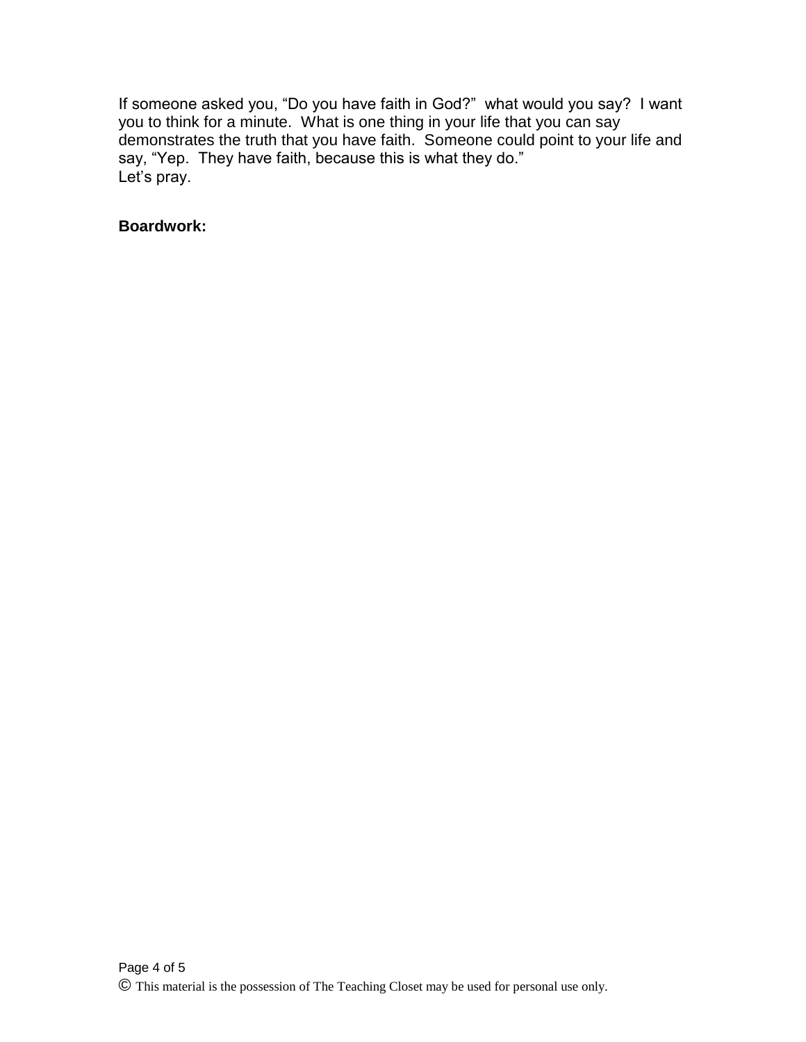If someone asked you, "Do you have faith in God?" what would you say? I want you to think for a minute. What is one thing in your life that you can say demonstrates the truth that you have faith. Someone could point to your life and say, "Yep. They have faith, because this is what they do."
Let's pray.

**Boardwork:**

© This material is the possession of The Teaching Closet may be used for personal use only.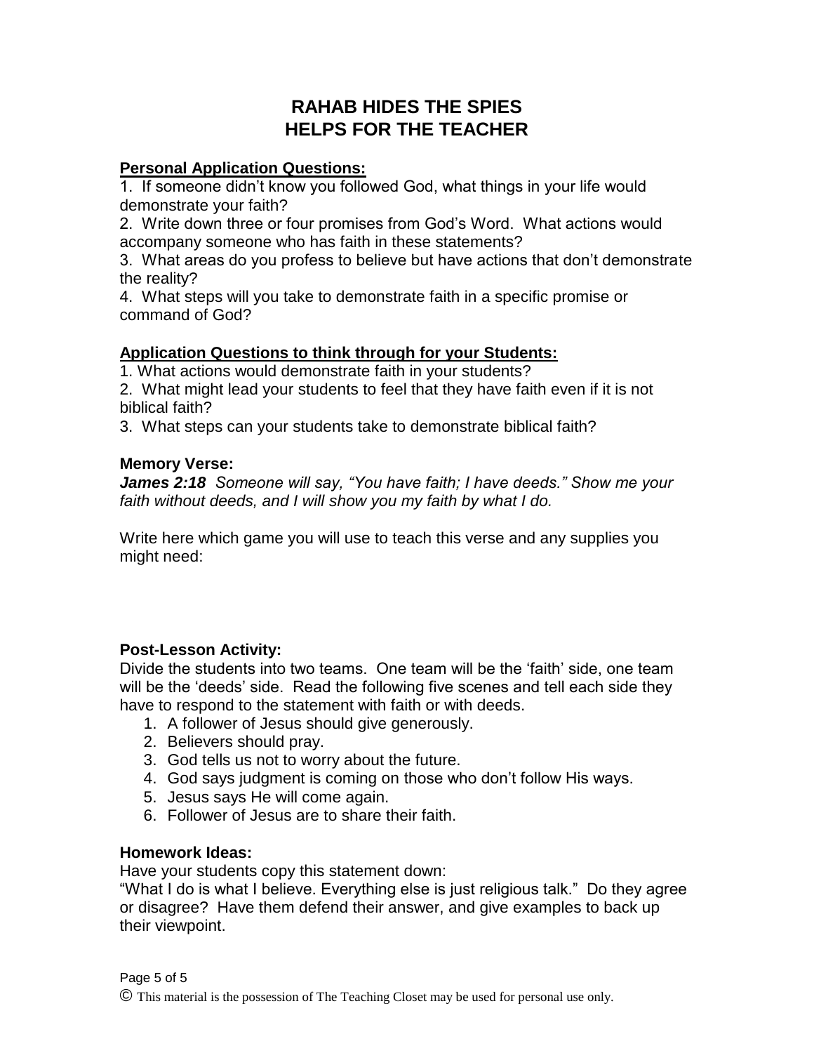# RAHAB HIDES THE SPIES
# HELPS FOR THE TEACHER

**Personal Application Questions:**

1. If someone didn't know you followed God, what things in your life would demonstrate your faith?
2. Write down three or four promises from God's Word. What actions would accompany someone who has faith in these statements?
3. What areas do you profess to believe but have actions that don't demonstrate the reality?
4. What steps will you take to demonstrate faith in a specific promise or command of God?

**Application Questions to think through for your Students:**

1. What actions would demonstrate faith in your students?
2. What might lead your students to feel that they have faith even if it is not biblical faith?
3. What steps can your students take to demonstrate biblical faith?

**Memory Verse:**

***James 2:18*** *Someone will say, "You have faith; I have deeds." Show me your faith without deeds, and I will show you my faith by what I do.*

Write here which game you will use to teach this verse and any supplies you might need:

**Post-Lesson Activity:**

Divide the students into two teams. One team will be the 'faith' side, one team will be the 'deeds' side. Read the following five scenes and tell each side they have to respond to the statement with faith or with deeds.

1. A follower of Jesus should give generously.
2. Believers should pray.
3. God tells us not to worry about the future.
4. God says judgment is coming on those who don't follow His ways.
5. Jesus says He will come again.
6. Follower of Jesus are to share their faith.

**Homework Ideas:**

Have your students copy this statement down:

"What I do is what I believe. Everything else is just religious talk." Do they agree or disagree? Have them defend their answer, and give examples to back up their viewpoint.

© This material is the possession of The Teaching Closet may be used for personal use only.